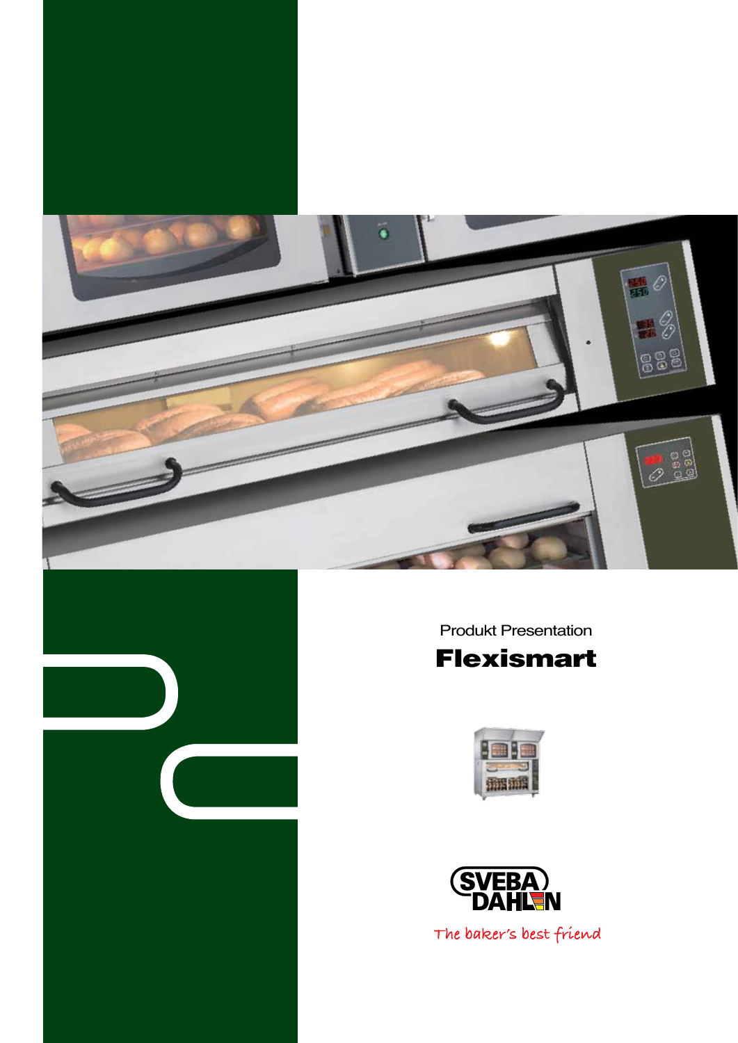Produkt Presentation

# Flexismart

SVEBA DAHLEN

The baker's best friend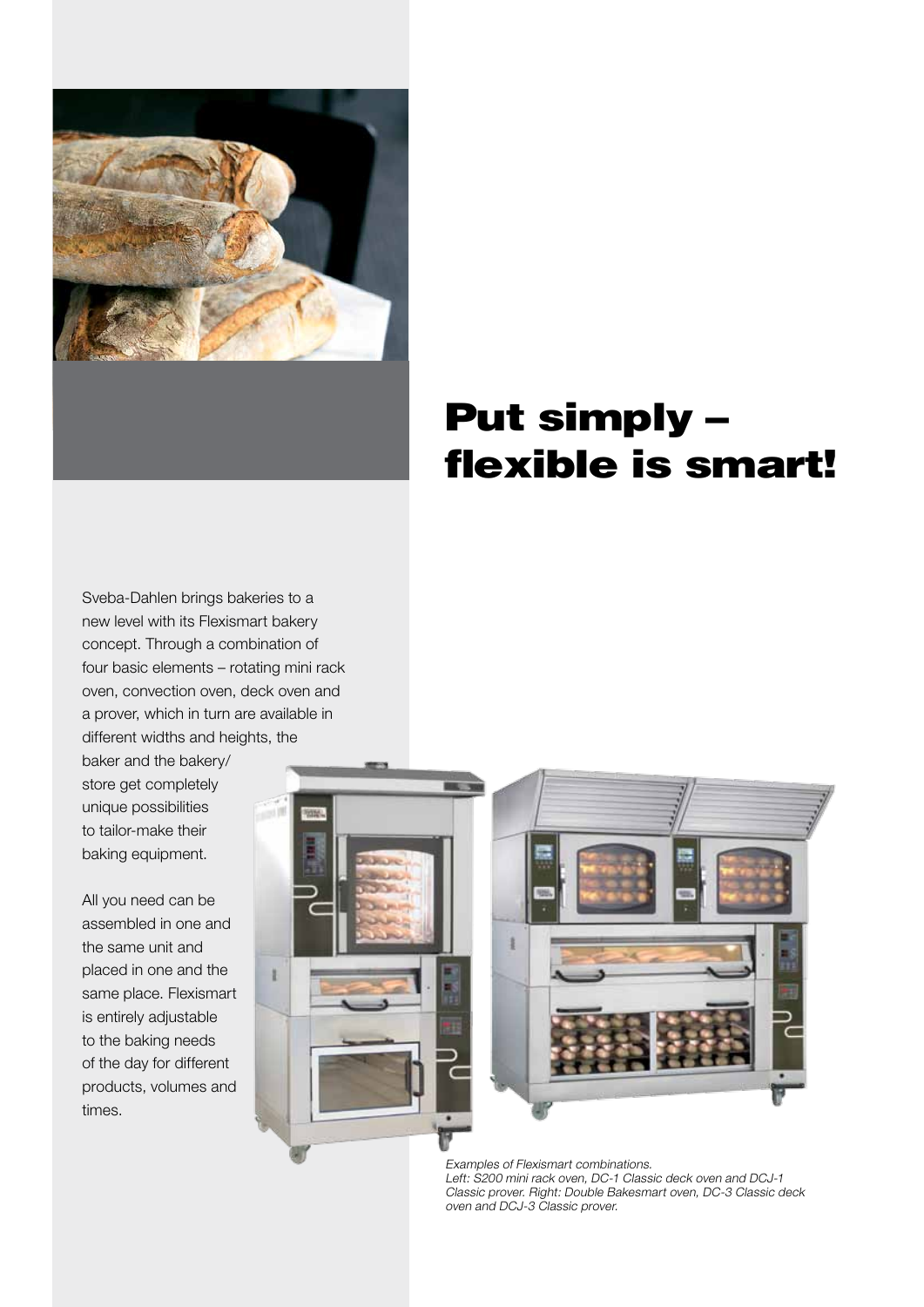# Put simply – flexible is smart!

Sveba-Dahlen brings bakeries to a new level with its Flexismart bakery concept. Through a combination of four basic elements – rotating mini rack oven, convection oven, deck oven and a prover, which in turn are available in different widths and heights, the baker and the bakery/store get completely unique possibilities to tailor-make their baking equipment.

All you need can be assembled in one and the same unit and placed in one and the same place. Flexismart is entirely adjustable to the baking needs of the day for different products, volumes and times.

*Examples of Flexismart combinations.*
*Left: S200 mini rack oven, DC-1 Classic deck oven and DCJ-1 Classic prover. Right: Double Bakesmart oven, DC-3 Classic deck oven and DCJ-3 Classic prover.*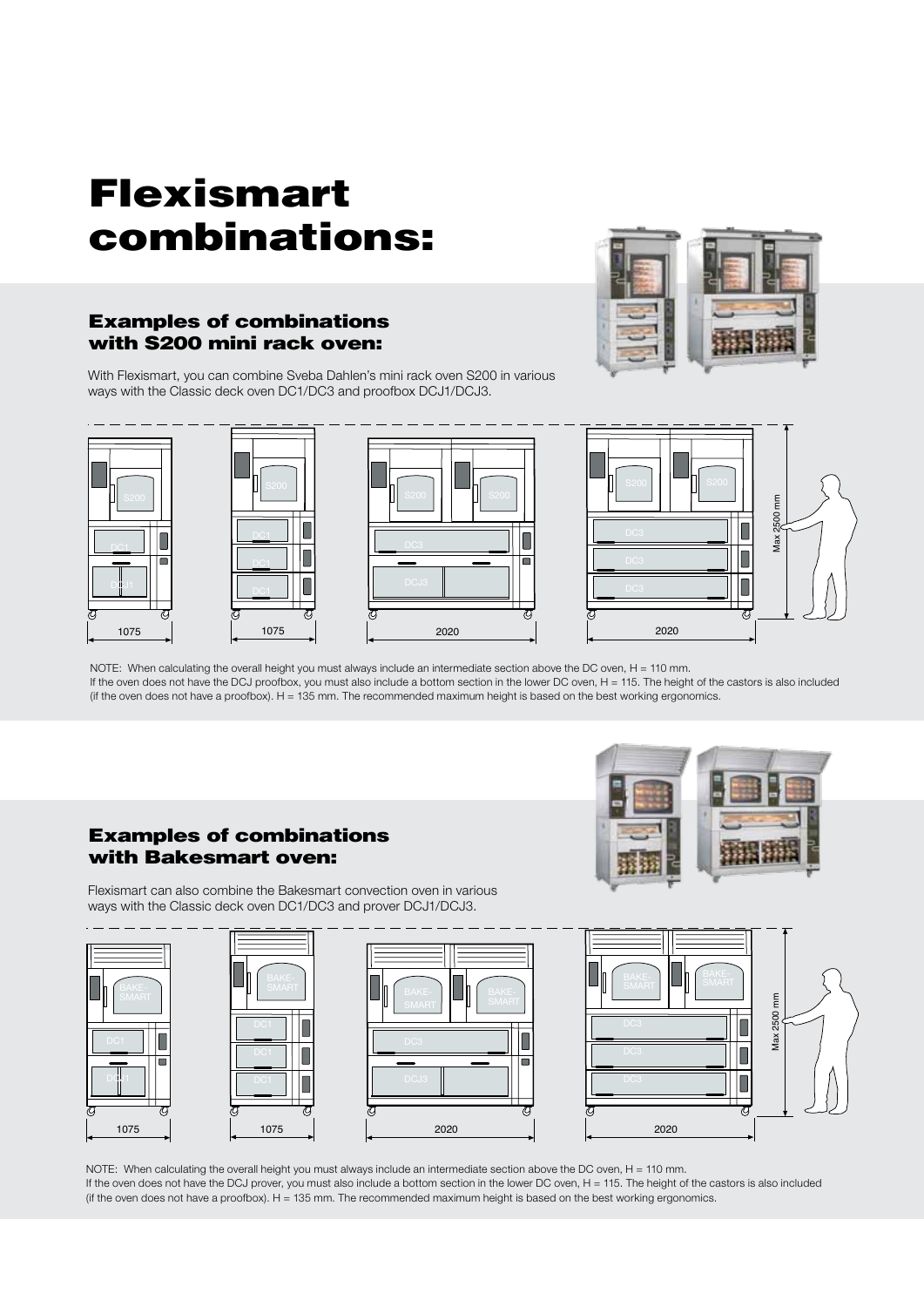# Flexismart combinations:

## Examples of combinations with S200 mini rack oven:

With Flexismart, you can combine Sveba Dahlen's mini rack oven S200 in various ways with the Classic deck oven DC1/DC3 and proofbox DCJ1/DCJ3.

NOTE: When calculating the overall height you must always include an intermediate section above the DC oven, H = 110 mm.
If the oven does not have the DCJ proofbox, you must also include a bottom section in the lower DC oven, H = 115. The height of the castors is also included (if the oven does not have a proofbox). H = 135 mm. The recommended maximum height is based on the best working ergonomics.

## Examples of combinations with Bakesmart oven:

Flexismart can also combine the Bakesmart convection oven in various ways with the Classic deck oven DC1/DC3 and prover DCJ1/DCJ3.

NOTE: When calculating the overall height you must always include an intermediate section above the DC oven, H = 110 mm.
If the oven does not have the DCJ prover, you must also include a bottom section in the lower DC oven, H = 115. The height of the castors is also included (if the oven does not have a proofbox). H = 135 mm. The recommended maximum height is based on the best working ergonomics.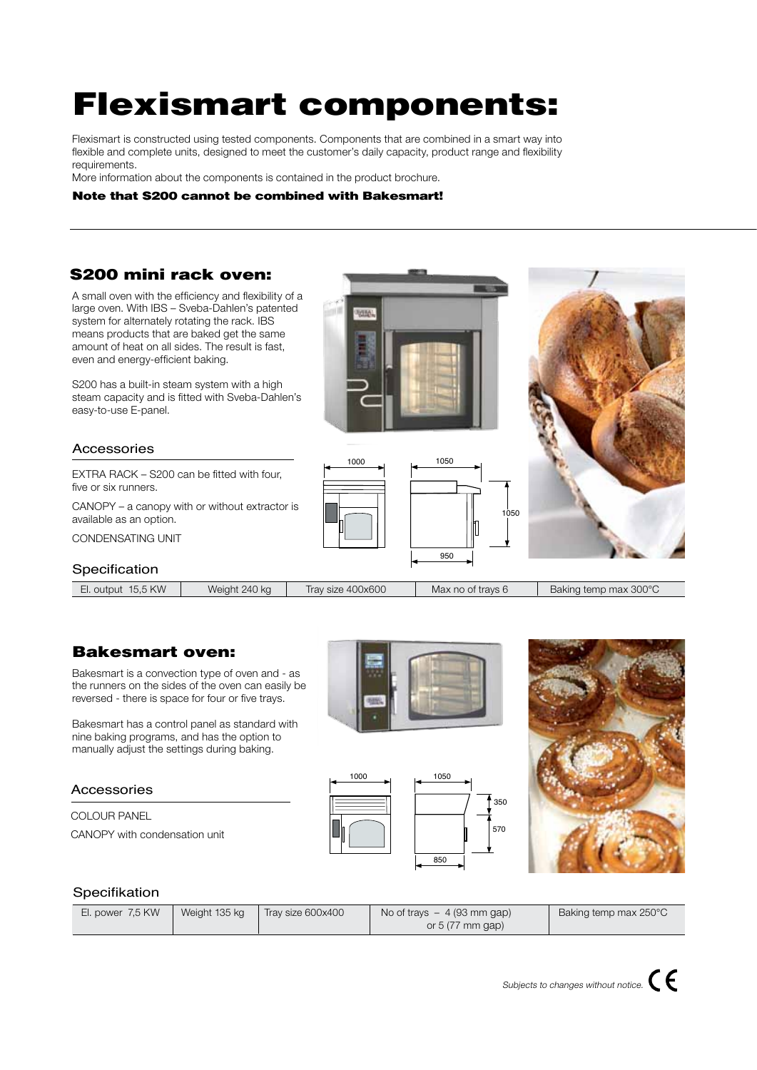# Flexismart components:

Flexismart is constructed using tested components. Components that are combined in a smart way into flexible and complete units, designed to meet the customer's daily capacity, product range and flexibility requirements.
More information about the components is contained in the product brochure.

**Note that S200 cannot be combined with Bakesmart!**

## S200 mini rack oven:

A small oven with the efficiency and flexibility of a large oven. With IBS – Sveba-Dahlen's patented system for alternately rotating the rack. IBS means products that are baked get the same amount of heat on all sides. The result is fast, even and energy-efficient baking.

S200 has a built-in steam system with a high steam capacity and is fitted with Sveba-Dahlen's easy-to-use E-panel.

### Accessories

EXTRA RACK – S200 can be fitted with four, five or six runners.

CANOPY – a canopy with or without extractor is available as an option.

CONDENSATING UNIT

1000 1050 1050 950

### Specification

| El. output 15,5 KW | Weight 240 kg | Tray size 400x600 | Max no of trays 6 | Baking temp max 300°C |
|---|---|---|---|---|

## Bakesmart oven:

Bakesmart is a convection type of oven and - as the runners on the sides of the oven can easily be reversed - there is space for four or five trays.

Bakesmart has a control panel as standard with nine baking programs, and has the option to manually adjust the settings during baking.

### Accessories

COLOUR PANEL

CANOPY with condensation unit

1000 1050 350 570 850

### Specifikation

| El. power 7,5 KW | Weight 135 kg | Tray size 600x400 | No of trays – 4 (93 mm gap) or 5 (77 mm gap) | Baking temp max 250°C |
|---|---|---|---|---|

*Subjects to changes without notice.* CE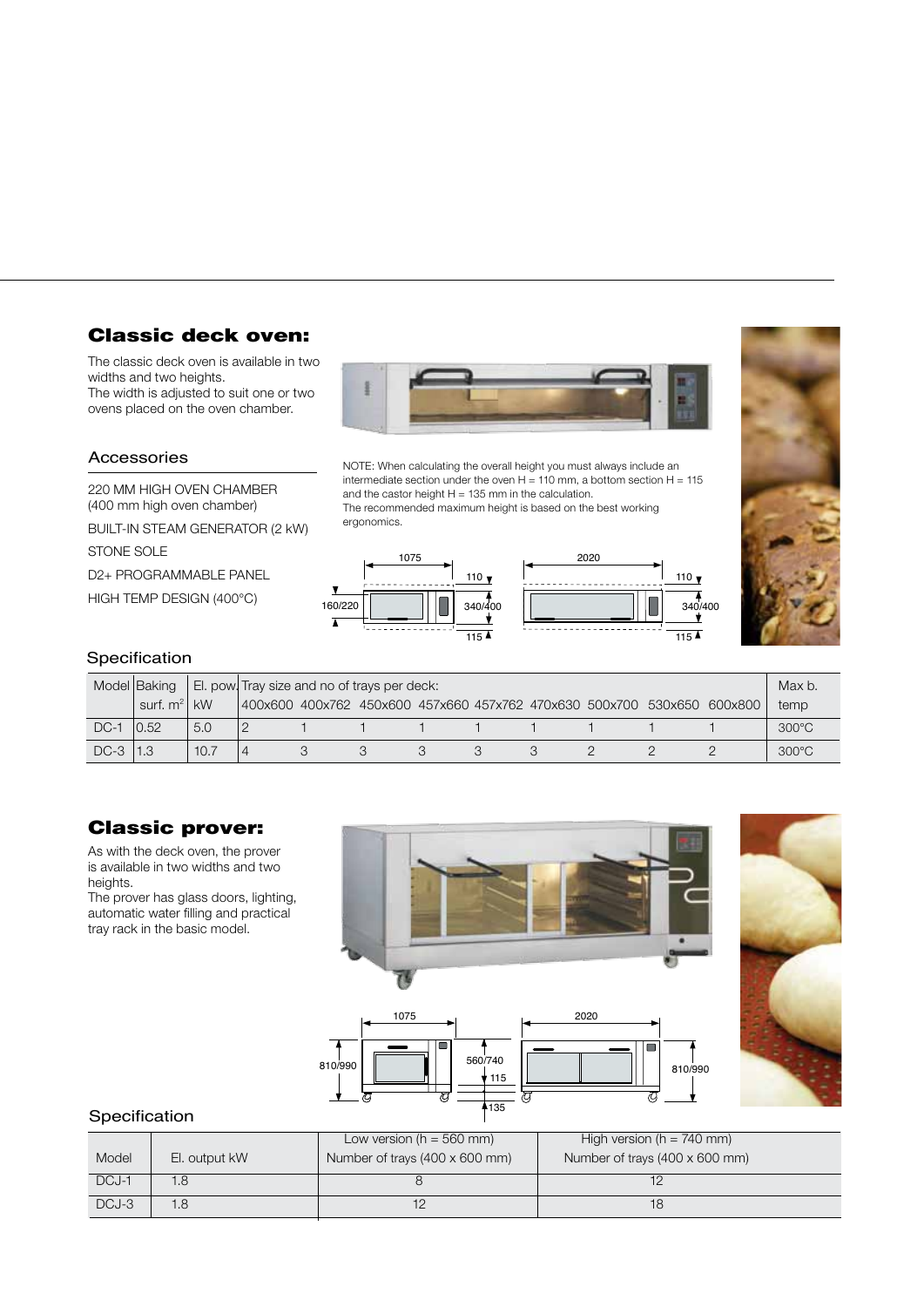## Classic deck oven:

The classic deck oven is available in two widths and two heights.
The width is adjusted to suit one or two ovens placed on the oven chamber.

### Accessories

220 MM HIGH OVEN CHAMBER
(400 mm high oven chamber)

BUILT-IN STEAM GENERATOR (2 kW)

STONE SOLE

D2+ PROGRAMMABLE PANEL

HIGH TEMP DESIGN (400°C)

NOTE: When calculating the overall height you must always include an intermediate section under the oven H = 110 mm, a bottom section H = 115 and the castor height H = 135 mm in the calculation.
The recommended maximum height is based on the best working ergonomics.

1075 | 110 | 160/220 | 340/400 | 115

2020 | 110 | 340/400 | 115

### Specification

| Model | Baking surf. $m^2$ | El. pow. kW | Tray size and no of trays per deck: 400x600 | 400x762 | 450x600 | 457x660 | 457x762 | 470x630 | 500x700 | 530x650 | 600x800 | Max b. temp |
|---|---|---|---|---|---|---|---|---|---|---|---|---|
| DC-1 | 0.52 | 5.0 | 2 | 1 | 1 | 1 | 1 | 1 | 1 | 1 | 1 | 300°C |
| DC-3 | 1.3 | 10.7 | 4 | 3 | 3 | 3 | 3 | 3 | 2 | 2 | 2 | 300°C |

## Classic prover:

As with the deck oven, the prover is available in two widths and two heights.
The prover has glass doors, lighting, automatic water filling and practical tray rack in the basic model.

1075 | 810/990 | 560/740 | 115 | 135

2020 | 810/990

### Specification

| Model | El. output kW | Low version (h = 560 mm) Number of trays (400 x 600 mm) | High version (h = 740 mm) Number of trays (400 x 600 mm) |
|---|---|---|---|
| DCJ-1 | 1.8 | 8 | 12 |
| DCJ-3 | 1.8 | 12 | 18 |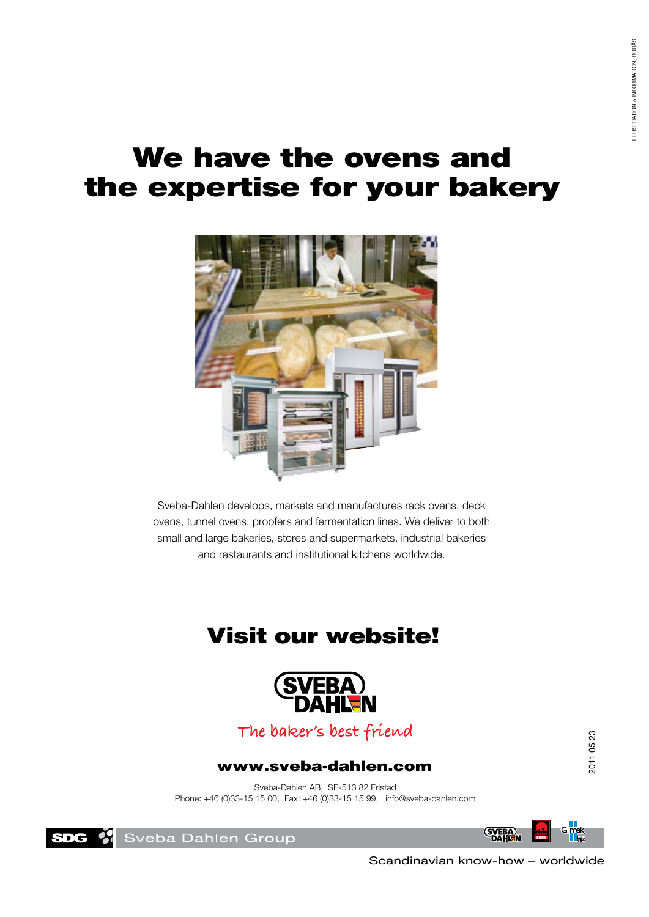# We have the ovens and the expertise for your bakery

Sveba-Dahlen develops, markets and manufactures rack ovens, deck ovens, tunnel ovens, proofers and fermentation lines. We deliver to both small and large bakeries, stores and supermarkets, industrial bakeries and restaurants and institutional kitchens worldwide.

## Visit our website!

The baker's best friend

**www.sveba-dahlen.com**

Sveba-Dahlen AB, SE-513 82 Fristad
Phone: +46 (0)33-15 15 00, Fax: +46 (0)33-15 15 99, info@sveba-dahlen.com

SDG Sveba Dahlen Group

Scandinavian know-how – worldwide

2011 05 23

ILLUSTRATION & INFORMATION, BORÅS